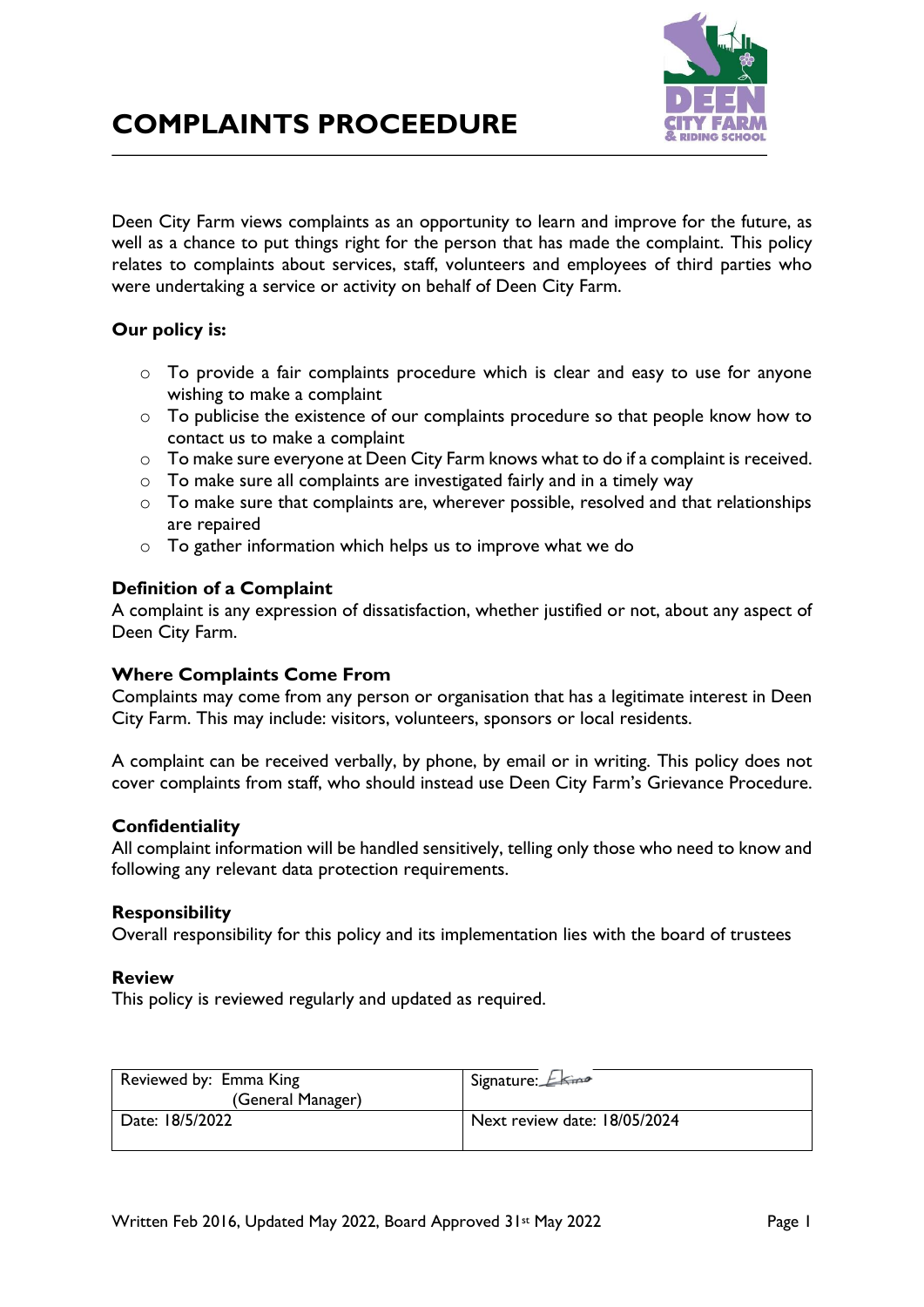# COMPLAINTS PROCEDURE

Deen City Farm views complaints as an opportunity to learn and improve for the future, as well as a chance to put things right for the person that has made the complaint. This policy relates to complaints about services, staff, volunteers and employees of third parties who were undertaking a service or activity on behalf of Deen City Farm.

**Our policy is:**

- To provide a fair complaints procedure which is clear and easy to use for anyone wishing to make a complaint
- To publicise the existence of our complaints procedure so that people know how to contact us to make a complaint
- To make sure everyone at Deen City Farm knows what to do if a complaint is received.
- To make sure all complaints are investigated fairly and in a timely way
- To make sure that complaints are, wherever possible, resolved and that relationships are repaired
- To gather information which helps us to improve what we do

### Definition of a Complaint

A complaint is any expression of dissatisfaction, whether justified or not, about any aspect of Deen City Farm.

### Where Complaints Come From

Complaints may come from any person or organisation that has a legitimate interest in Deen City Farm. This may include: visitors, volunteers, sponsors or local residents.

A complaint can be received verbally, by phone, by email or in writing. This policy does not cover complaints from staff, who should instead use Deen City Farm's Grievance Procedure.

### Confidentiality

All complaint information will be handled sensitively, telling only those who need to know and following any relevant data protection requirements.

### Responsibility

Overall responsibility for this policy and its implementation lies with the board of trustees

### Review

This policy is reviewed regularly and updated as required.

| Reviewed by: Emma King (General Manager) | Signature: EKing |
|---|---|
| Date: 18/5/2022 | Next review date: 18/05/2024 |

Written Feb 2016, Updated May 2022, Board Approved 31st May 2022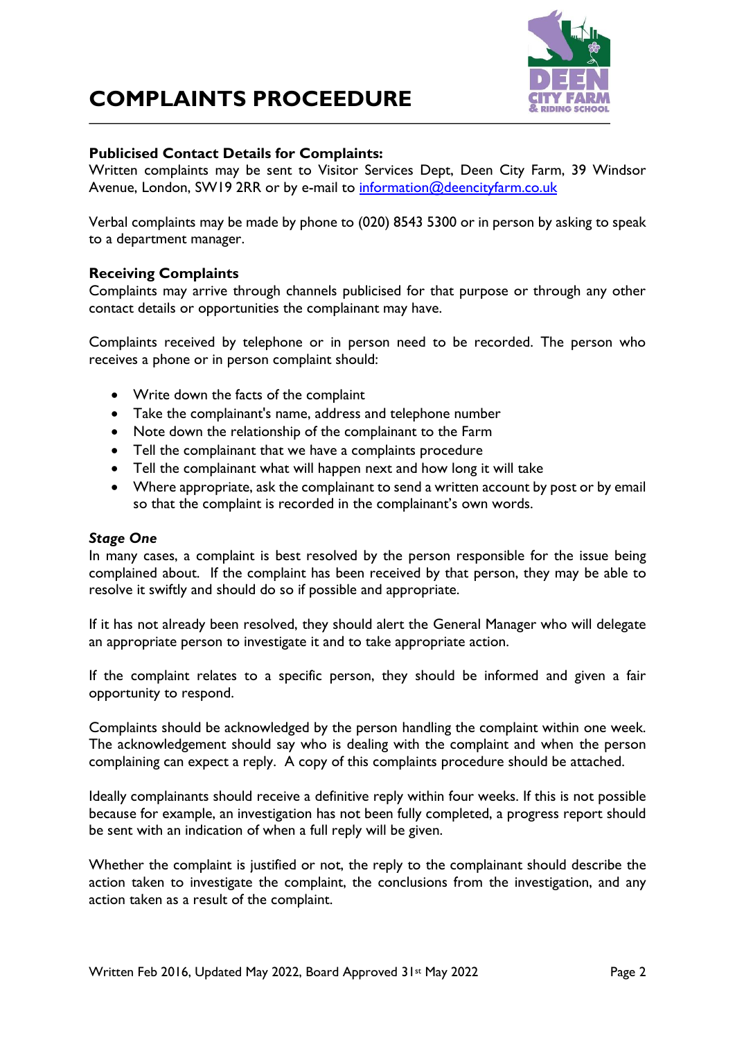# COMPLAINTS PROCEDURE

**Publicised Contact Details for Complaints:**
Written complaints may be sent to Visitor Services Dept, Deen City Farm, 39 Windsor Avenue, London, SW19 2RR or by e-mail to information@deencityfarm.co.uk

Verbal complaints may be made by phone to (020) 8543 5300 or in person by asking to speak to a department manager.

**Receiving Complaints**
Complaints may arrive through channels publicised for that purpose or through any other contact details or opportunities the complainant may have.

Complaints received by telephone or in person need to be recorded. The person who receives a phone or in person complaint should:

- Write down the facts of the complaint
- Take the complainant's name, address and telephone number
- Note down the relationship of the complainant to the Farm
- Tell the complainant that we have a complaints procedure
- Tell the complainant what will happen next and how long it will take
- Where appropriate, ask the complainant to send a written account by post or by email so that the complaint is recorded in the complainant's own words.

***Stage One***
In many cases, a complaint is best resolved by the person responsible for the issue being complained about. If the complaint has been received by that person, they may be able to resolve it swiftly and should do so if possible and appropriate.

If it has not already been resolved, they should alert the General Manager who will delegate an appropriate person to investigate it and to take appropriate action.

If the complaint relates to a specific person, they should be informed and given a fair opportunity to respond.

Complaints should be acknowledged by the person handling the complaint within one week. The acknowledgement should say who is dealing with the complaint and when the person complaining can expect a reply. A copy of this complaints procedure should be attached.

Ideally complainants should receive a definitive reply within four weeks. If this is not possible because for example, an investigation has not been fully completed, a progress report should be sent with an indication of when a full reply will be given.

Whether the complaint is justified or not, the reply to the complainant should describe the action taken to investigate the complaint, the conclusions from the investigation, and any action taken as a result of the complaint.

Written Feb 2016, Updated May 2022, Board Approved 31st May 2022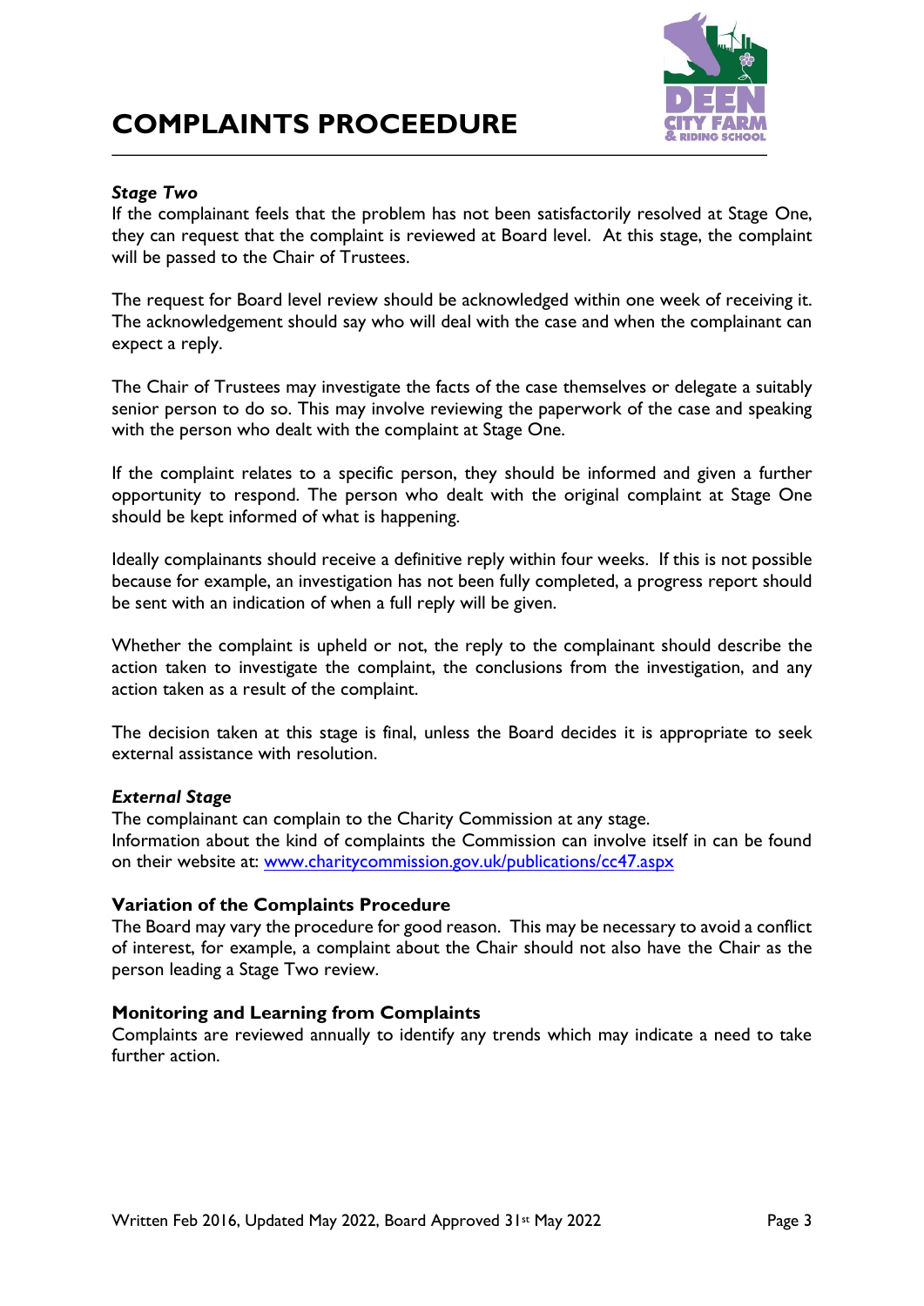### *Stage Two*

If the complainant feels that the problem has not been satisfactorily resolved at Stage One, they can request that the complaint is reviewed at Board level. At this stage, the complaint will be passed to the Chair of Trustees.

The request for Board level review should be acknowledged within one week of receiving it. The acknowledgement should say who will deal with the case and when the complainant can expect a reply.

The Chair of Trustees may investigate the facts of the case themselves or delegate a suitably senior person to do so. This may involve reviewing the paperwork of the case and speaking with the person who dealt with the complaint at Stage One.

If the complaint relates to a specific person, they should be informed and given a further opportunity to respond. The person who dealt with the original complaint at Stage One should be kept informed of what is happening.

Ideally complainants should receive a definitive reply within four weeks. If this is not possible because for example, an investigation has not been fully completed, a progress report should be sent with an indication of when a full reply will be given.

Whether the complaint is upheld or not, the reply to the complainant should describe the action taken to investigate the complaint, the conclusions from the investigation, and any action taken as a result of the complaint.

The decision taken at this stage is final, unless the Board decides it is appropriate to seek external assistance with resolution.

### *External Stage*

The complainant can complain to the Charity Commission at any stage.
Information about the kind of complaints the Commission can involve itself in can be found on their website at: [www.charitycommission.gov.uk/publications/cc47.aspx](www.charitycommission.gov.uk/publications/cc47.aspx)

### Variation of the Complaints Procedure

The Board may vary the procedure for good reason. This may be necessary to avoid a conflict of interest, for example, a complaint about the Chair should not also have the Chair as the person leading a Stage Two review.

### Monitoring and Learning from Complaints

Complaints are reviewed annually to identify any trends which may indicate a need to take further action.

Written Feb 2016, Updated May 2022, Board Approved 31st May 2022